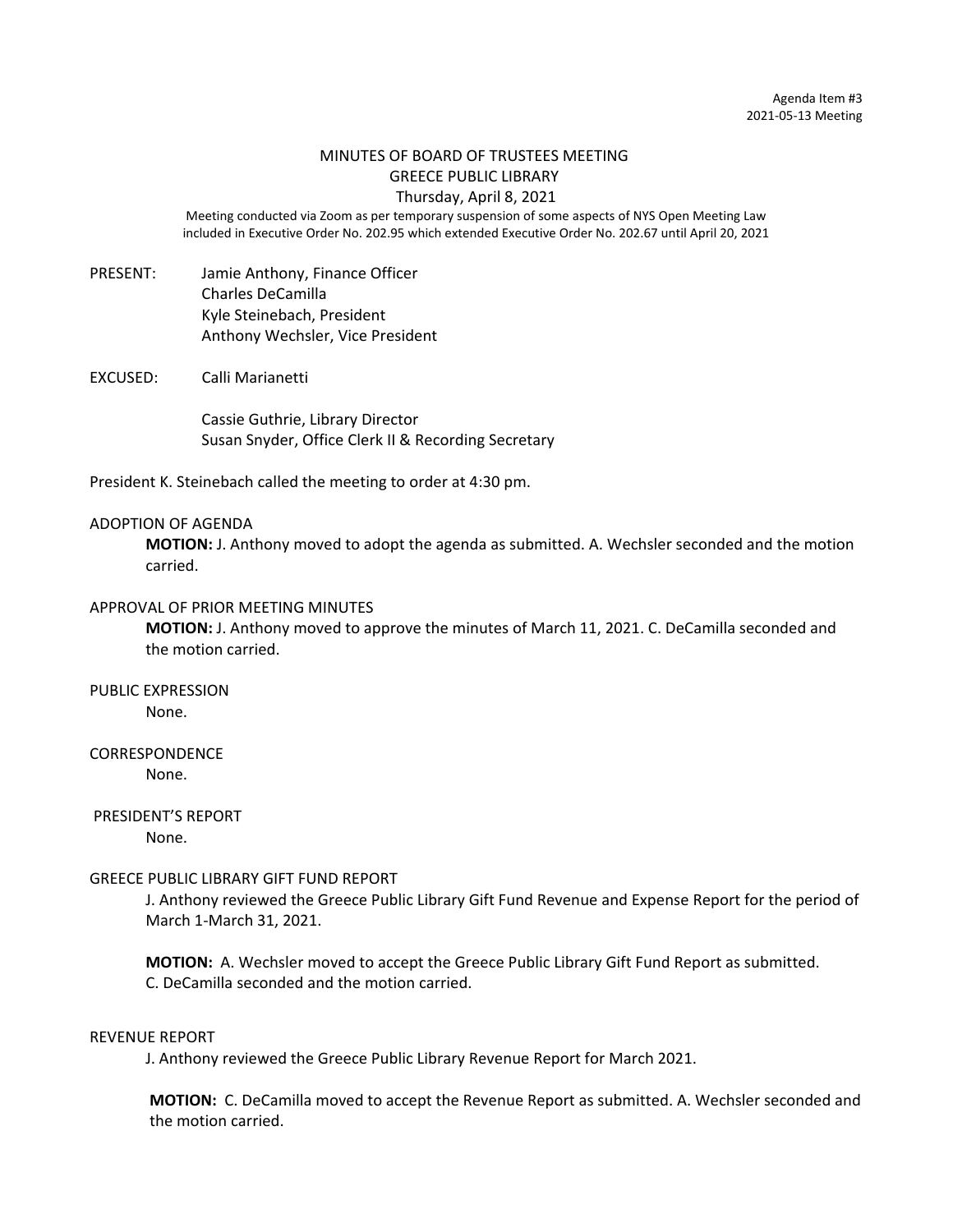Agenda Item #3
2021-05-13 Meeting

# MINUTES OF BOARD OF TRUSTEES MEETING
## GREECE PUBLIC LIBRARY
### Thursday, April 8, 2021

Meeting conducted via Zoom as per temporary suspension of some aspects of NYS Open Meeting Law included in Executive Order No. 202.95 which extended Executive Order No. 202.67 until April 20, 2021

PRESENT: Jamie Anthony, Finance Officer
Charles DeCamilla
Kyle Steinebach, President
Anthony Wechsler, Vice President

EXCUSED: Calli Marianetti

Cassie Guthrie, Library Director
Susan Snyder, Office Clerk II & Recording Secretary

President K. Steinebach called the meeting to order at 4:30 pm.

ADOPTION OF AGENDA

**MOTION:** J. Anthony moved to adopt the agenda as submitted. A. Wechsler seconded and the motion carried.

APPROVAL OF PRIOR MEETING MINUTES

**MOTION:** J. Anthony moved to approve the minutes of March 11, 2021. C. DeCamilla seconded and the motion carried.

PUBLIC EXPRESSION

None.

CORRESPONDENCE

None.

PRESIDENT'S REPORT

None.

GREECE PUBLIC LIBRARY GIFT FUND REPORT

J. Anthony reviewed the Greece Public Library Gift Fund Revenue and Expense Report for the period of March 1-March 31, 2021.

**MOTION:** A. Wechsler moved to accept the Greece Public Library Gift Fund Report as submitted. C. DeCamilla seconded and the motion carried.

REVENUE REPORT

J. Anthony reviewed the Greece Public Library Revenue Report for March 2021.

**MOTION:** C. DeCamilla moved to accept the Revenue Report as submitted. A. Wechsler seconded and the motion carried.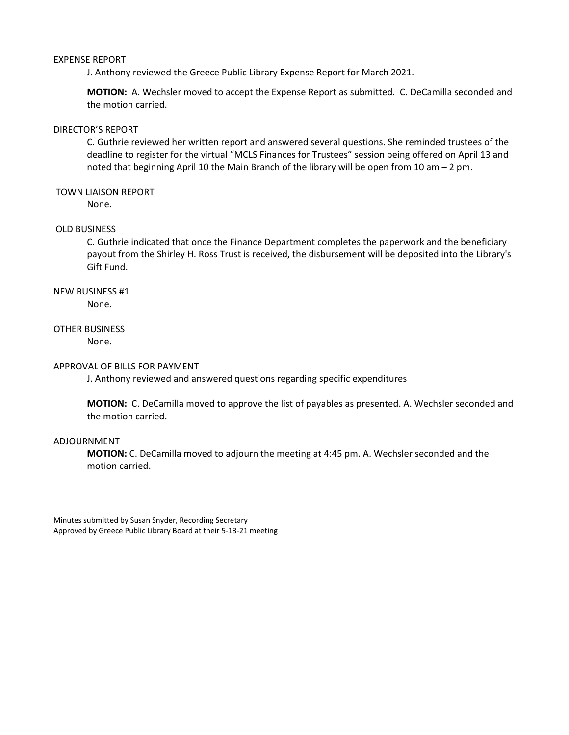EXPENSE REPORT

J. Anthony reviewed the Greece Public Library Expense Report for March 2021.

**MOTION:** A. Wechsler moved to accept the Expense Report as submitted. C. DeCamilla seconded and the motion carried.

DIRECTOR'S REPORT

C. Guthrie reviewed her written report and answered several questions. She reminded trustees of the deadline to register for the virtual "MCLS Finances for Trustees" session being offered on April 13 and noted that beginning April 10 the Main Branch of the library will be open from 10 am – 2 pm.

TOWN LIAISON REPORT

None.

OLD BUSINESS

C. Guthrie indicated that once the Finance Department completes the paperwork and the beneficiary payout from the Shirley H. Ross Trust is received, the disbursement will be deposited into the Library's Gift Fund.

NEW BUSINESS #1

None.

OTHER BUSINESS

None.

APPROVAL OF BILLS FOR PAYMENT

J. Anthony reviewed and answered questions regarding specific expenditures

**MOTION:** C. DeCamilla moved to approve the list of payables as presented. A. Wechsler seconded and the motion carried.

ADJOURNMENT

**MOTION:** C. DeCamilla moved to adjourn the meeting at 4:45 pm. A. Wechsler seconded and the motion carried.

Minutes submitted by Susan Snyder, Recording Secretary
Approved by Greece Public Library Board at their 5-13-21 meeting